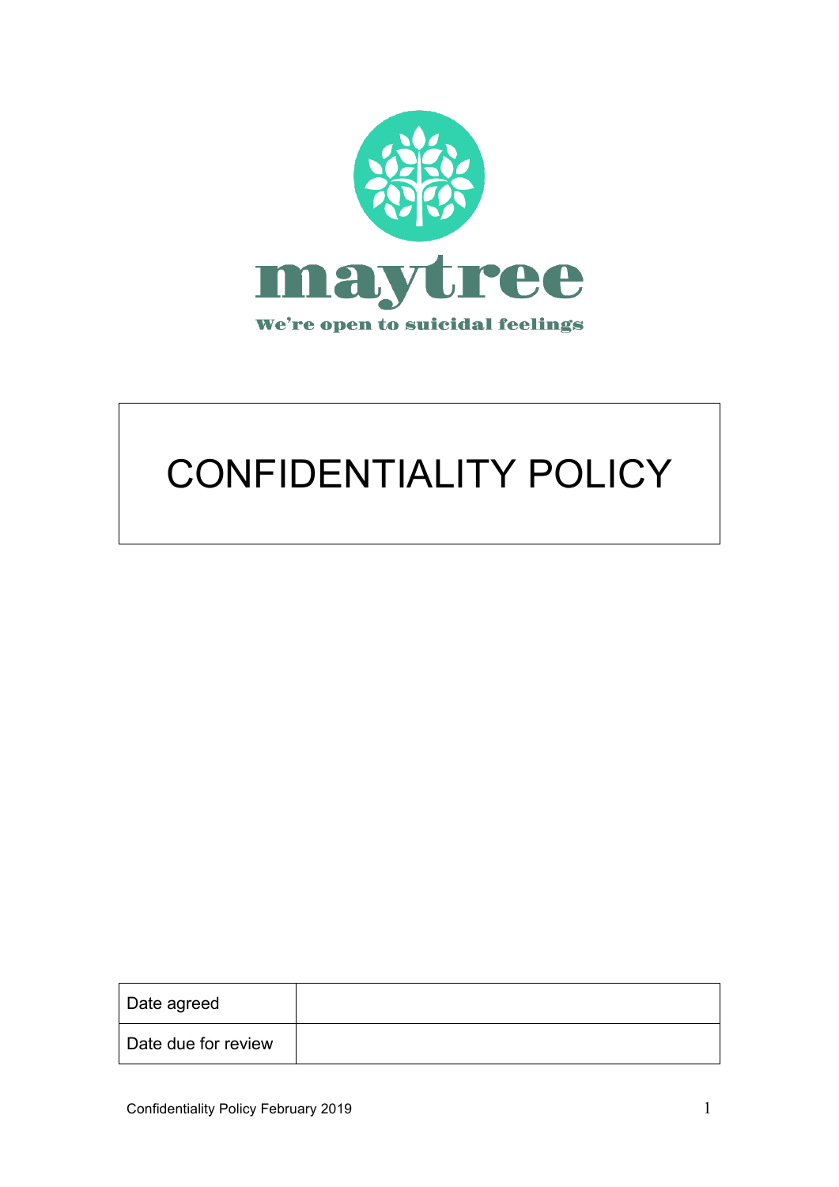maytree

We're open to suicidal feelings

# CONFIDENTIALITY POLICY

| Date agreed | |
|---|---|
| Date due for review | |

Confidentiality Policy February 2019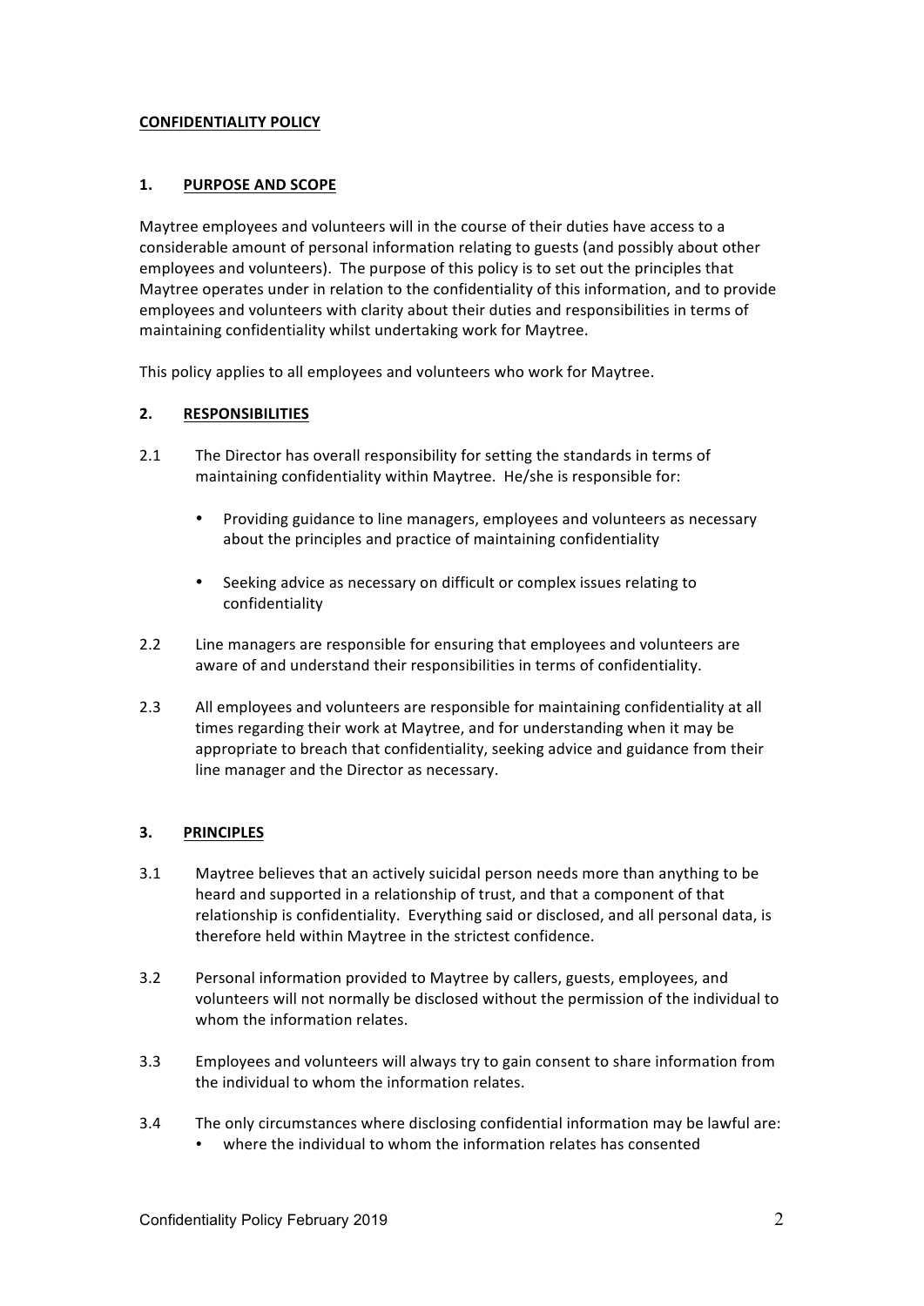**CONFIDENTIALITY POLICY**

## 1. PURPOSE AND SCOPE

Maytree employees and volunteers will in the course of their duties have access to a considerable amount of personal information relating to guests (and possibly about other employees and volunteers). The purpose of this policy is to set out the principles that Maytree operates under in relation to the confidentiality of this information, and to provide employees and volunteers with clarity about their duties and responsibilities in terms of maintaining confidentiality whilst undertaking work for Maytree.

This policy applies to all employees and volunteers who work for Maytree.

## 2. RESPONSIBILITIES

2.1 The Director has overall responsibility for setting the standards in terms of maintaining confidentiality within Maytree. He/she is responsible for:

- Providing guidance to line managers, employees and volunteers as necessary about the principles and practice of maintaining confidentiality
- Seeking advice as necessary on difficult or complex issues relating to confidentiality

2.2 Line managers are responsible for ensuring that employees and volunteers are aware of and understand their responsibilities in terms of confidentiality.

2.3 All employees and volunteers are responsible for maintaining confidentiality at all times regarding their work at Maytree, and for understanding when it may be appropriate to breach that confidentiality, seeking advice and guidance from their line manager and the Director as necessary.

## 3. PRINCIPLES

3.1 Maytree believes that an actively suicidal person needs more than anything to be heard and supported in a relationship of trust, and that a component of that relationship is confidentiality. Everything said or disclosed, and all personal data, is therefore held within Maytree in the strictest confidence.

3.2 Personal information provided to Maytree by callers, guests, employees, and volunteers will not normally be disclosed without the permission of the individual to whom the information relates.

3.3 Employees and volunteers will always try to gain consent to share information from the individual to whom the information relates.

3.4 The only circumstances where disclosing confidential information may be lawful are:

- where the individual to whom the information relates has consented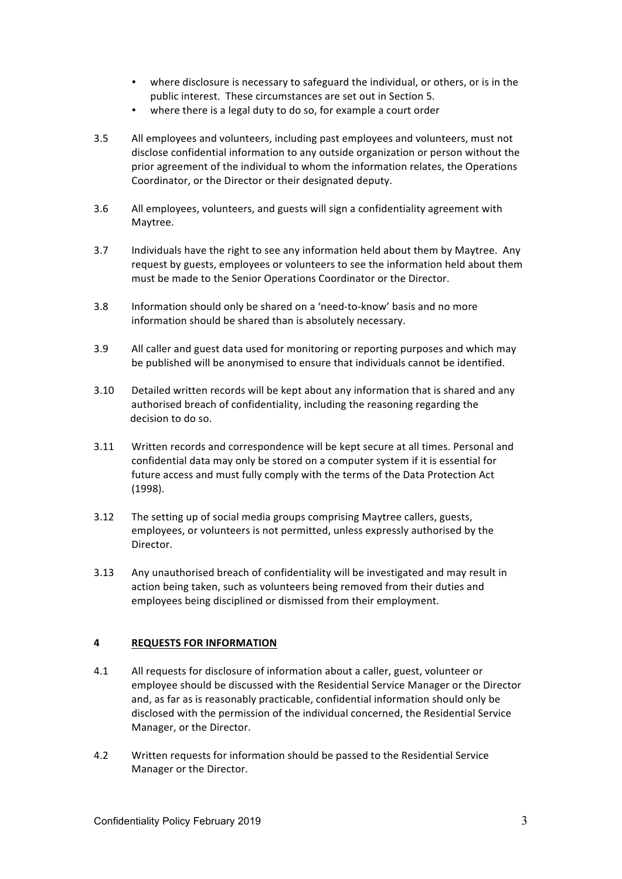- where disclosure is necessary to safeguard the individual, or others, or is in the public interest. These circumstances are set out in Section 5.
- where there is a legal duty to do so, for example a court order

3.5 All employees and volunteers, including past employees and volunteers, must not disclose confidential information to any outside organization or person without the prior agreement of the individual to whom the information relates, the Operations Coordinator, or the Director or their designated deputy.

3.6 All employees, volunteers, and guests will sign a confidentiality agreement with Maytree.

3.7 Individuals have the right to see any information held about them by Maytree. Any request by guests, employees or volunteers to see the information held about them must be made to the Senior Operations Coordinator or the Director.

3.8 Information should only be shared on a 'need-to-know' basis and no more information should be shared than is absolutely necessary.

3.9 All caller and guest data used for monitoring or reporting purposes and which may be published will be anonymised to ensure that individuals cannot be identified.

3.10 Detailed written records will be kept about any information that is shared and any authorised breach of confidentiality, including the reasoning regarding the decision to do so.

3.11 Written records and correspondence will be kept secure at all times. Personal and confidential data may only be stored on a computer system if it is essential for future access and must fully comply with the terms of the Data Protection Act (1998).

3.12 The setting up of social media groups comprising Maytree callers, guests, employees, or volunteers is not permitted, unless expressly authorised by the Director.

3.13 Any unauthorised breach of confidentiality will be investigated and may result in action being taken, such as volunteers being removed from their duties and employees being disciplined or dismissed from their employment.

## 4 REQUESTS FOR INFORMATION

4.1 All requests for disclosure of information about a caller, guest, volunteer or employee should be discussed with the Residential Service Manager or the Director and, as far as is reasonably practicable, confidential information should only be disclosed with the permission of the individual concerned, the Residential Service Manager, or the Director.

4.2 Written requests for information should be passed to the Residential Service Manager or the Director.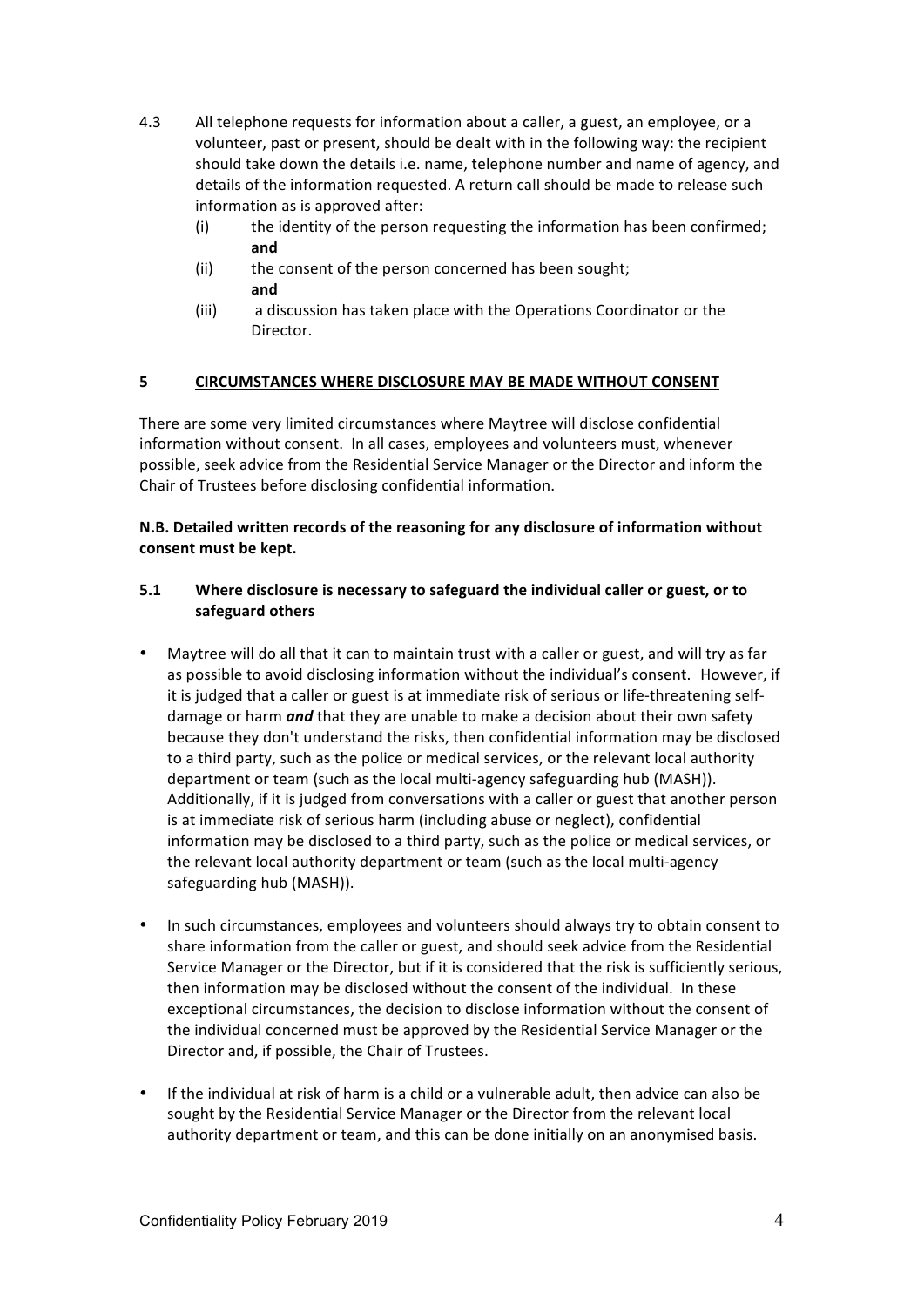4.3 All telephone requests for information about a caller, a guest, an employee, or a volunteer, past or present, should be dealt with in the following way: the recipient should take down the details i.e. name, telephone number and name of agency, and details of the information requested. A return call should be made to release such information as is approved after:

   (i) the identity of the person requesting the information has been confirmed; **and**

   (ii) the consent of the person concerned has been sought; **and**

   (iii) a discussion has taken place with the Operations Coordinator or the Director.

## 5 CIRCUMSTANCES WHERE DISCLOSURE MAY BE MADE WITHOUT CONSENT

There are some very limited circumstances where Maytree will disclose confidential information without consent. In all cases, employees and volunteers must, whenever possible, seek advice from the Residential Service Manager or the Director and inform the Chair of Trustees before disclosing confidential information.

**N.B. Detailed written records of the reasoning for any disclosure of information without consent must be kept.**

### 5.1 Where disclosure is necessary to safeguard the individual caller or guest, or to safeguard others

- Maytree will do all that it can to maintain trust with a caller or guest, and will try as far as possible to avoid disclosing information without the individual's consent. However, if it is judged that a caller or guest is at immediate risk of serious or life-threatening self-damage or harm ***and*** that they are unable to make a decision about their own safety because they don't understand the risks, then confidential information may be disclosed to a third party, such as the police or medical services, or the relevant local authority department or team (such as the local multi-agency safeguarding hub (MASH)). Additionally, if it is judged from conversations with a caller or guest that another person is at immediate risk of serious harm (including abuse or neglect), confidential information may be disclosed to a third party, such as the police or medical services, or the relevant local authority department or team (such as the local multi-agency safeguarding hub (MASH)).

- In such circumstances, employees and volunteers should always try to obtain consent to share information from the caller or guest, and should seek advice from the Residential Service Manager or the Director, but if it is considered that the risk is sufficiently serious, then information may be disclosed without the consent of the individual. In these exceptional circumstances, the decision to disclose information without the consent of the individual concerned must be approved by the Residential Service Manager or the Director and, if possible, the Chair of Trustees.

- If the individual at risk of harm is a child or a vulnerable adult, then advice can also be sought by the Residential Service Manager or the Director from the relevant local authority department or team, and this can be done initially on an anonymised basis.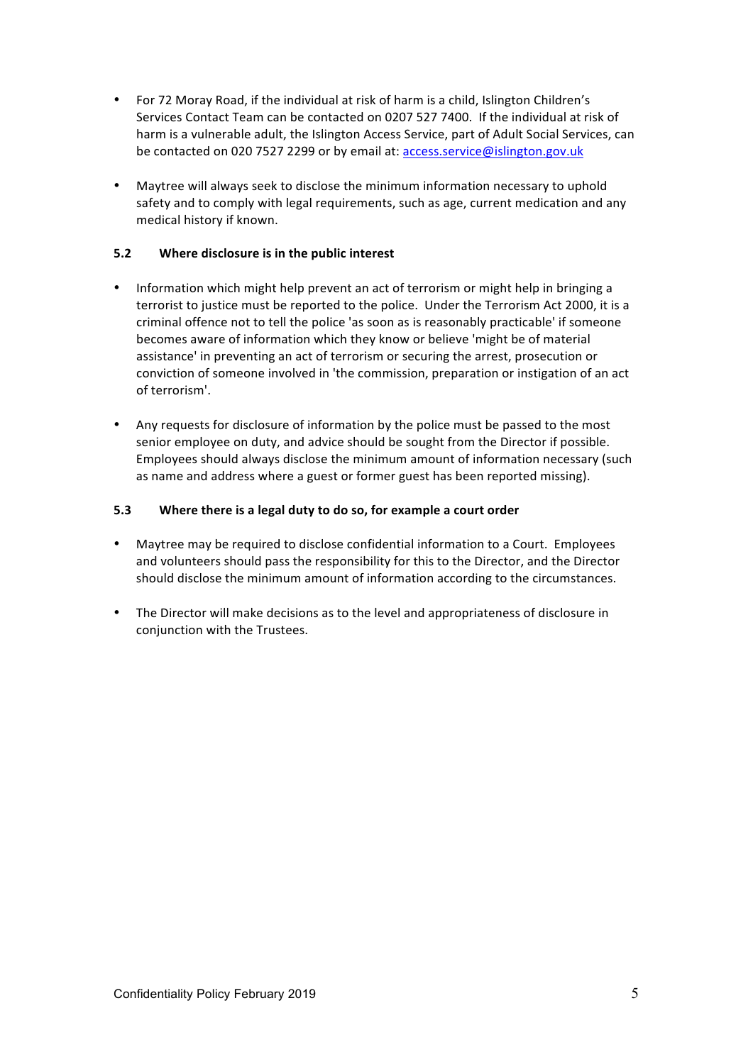- For 72 Moray Road, if the individual at risk of harm is a child, Islington Children's Services Contact Team can be contacted on 0207 527 7400. If the individual at risk of harm is a vulnerable adult, the Islington Access Service, part of Adult Social Services, can be contacted on 020 7527 2299 or by email at: access.service@islington.gov.uk

- Maytree will always seek to disclose the minimum information necessary to uphold safety and to comply with legal requirements, such as age, current medication and any medical history if known.

### 5.2 Where disclosure is in the public interest

- Information which might help prevent an act of terrorism or might help in bringing a terrorist to justice must be reported to the police. Under the Terrorism Act 2000, it is a criminal offence not to tell the police 'as soon as is reasonably practicable' if someone becomes aware of information which they know or believe 'might be of material assistance' in preventing an act of terrorism or securing the arrest, prosecution or conviction of someone involved in 'the commission, preparation or instigation of an act of terrorism'.

- Any requests for disclosure of information by the police must be passed to the most senior employee on duty, and advice should be sought from the Director if possible. Employees should always disclose the minimum amount of information necessary (such as name and address where a guest or former guest has been reported missing).

### 5.3 Where there is a legal duty to do so, for example a court order

- Maytree may be required to disclose confidential information to a Court. Employees and volunteers should pass the responsibility for this to the Director, and the Director should disclose the minimum amount of information according to the circumstances.

- The Director will make decisions as to the level and appropriateness of disclosure in conjunction with the Trustees.